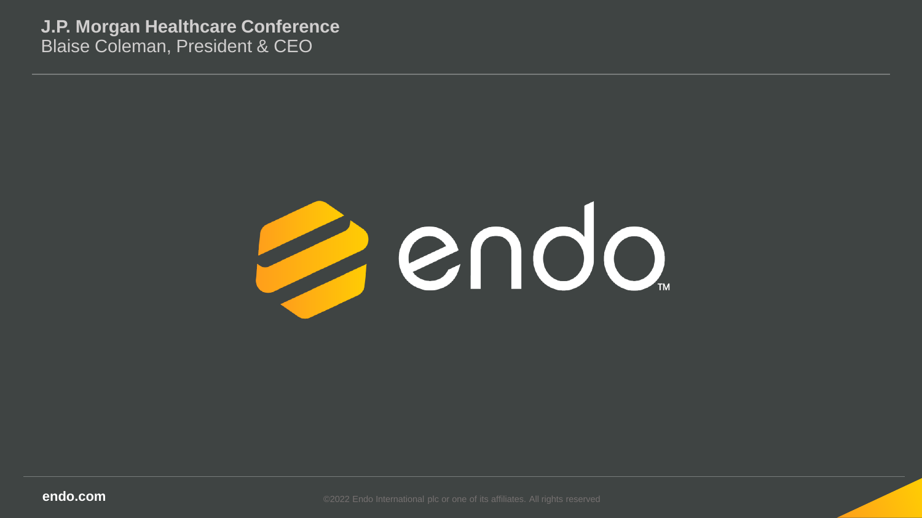# J.P. Morgan Healthcare Conference

Blaise Coleman, President & CEO

endo™

endo.com

©2022 Endo International plc or one of its affiliates. All rights reserved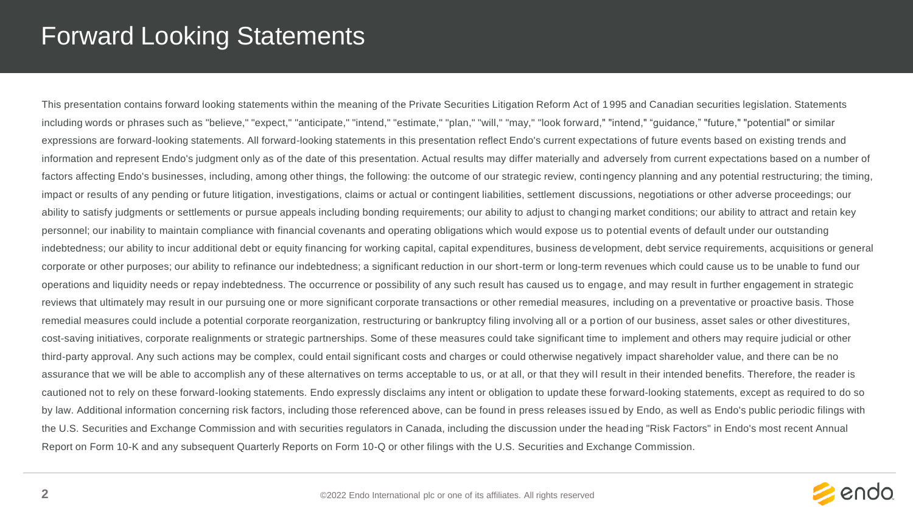# Forward Looking Statements

This presentation contains forward looking statements within the meaning of the Private Securities Litigation Reform Act of 1995 and Canadian securities legislation. Statements including words or phrases such as "believe," "expect," "anticipate," "intend," "estimate," "plan," "will," "may," "look forward," "intend," "guidance," "future," "potential" or similar expressions are forward-looking statements. All forward-looking statements in this presentation reflect Endo's current expectations of future events based on existing trends and information and represent Endo's judgment only as of the date of this presentation. Actual results may differ materially and adversely from current expectations based on a number of factors affecting Endo's businesses, including, among other things, the following: the outcome of our strategic review, contingency planning and any potential restructuring; the timing, impact or results of any pending or future litigation, investigations, claims or actual or contingent liabilities, settlement discussions, negotiations or other adverse proceedings; our ability to satisfy judgments or settlements or pursue appeals including bonding requirements; our ability to adjust to changing market conditions; our ability to attract and retain key personnel; our inability to maintain compliance with financial covenants and operating obligations which would expose us to potential events of default under our outstanding indebtedness; our ability to incur additional debt or equity financing for working capital, capital expenditures, business development, debt service requirements, acquisitions or general corporate or other purposes; our ability to refinance our indebtedness; a significant reduction in our short-term or long-term revenues which could cause us to be unable to fund our operations and liquidity needs or repay indebtedness. The occurrence or possibility of any such result has caused us to engage, and may result in further engagement in strategic reviews that ultimately may result in our pursuing one or more significant corporate transactions or other remedial measures, including on a preventative or proactive basis. Those remedial measures could include a potential corporate reorganization, restructuring or bankruptcy filing involving all or a portion of our business, asset sales or other divestitures, cost-saving initiatives, corporate realignments or strategic partnerships. Some of these measures could take significant time to implement and others may require judicial or other third-party approval. Any such actions may be complex, could entail significant costs and charges or could otherwise negatively impact shareholder value, and there can be no assurance that we will be able to accomplish any of these alternatives on terms acceptable to us, or at all, or that they will result in their intended benefits. Therefore, the reader is cautioned not to rely on these forward-looking statements. Endo expressly disclaims any intent or obligation to update these forward-looking statements, except as required to do so by law. Additional information concerning risk factors, including those referenced above, can be found in press releases issued by Endo, as well as Endo's public periodic filings with the U.S. Securities and Exchange Commission and with securities regulators in Canada, including the discussion under the heading "Risk Factors" in Endo's most recent Annual Report on Form 10-K and any subsequent Quarterly Reports on Form 10-Q or other filings with the U.S. Securities and Exchange Commission.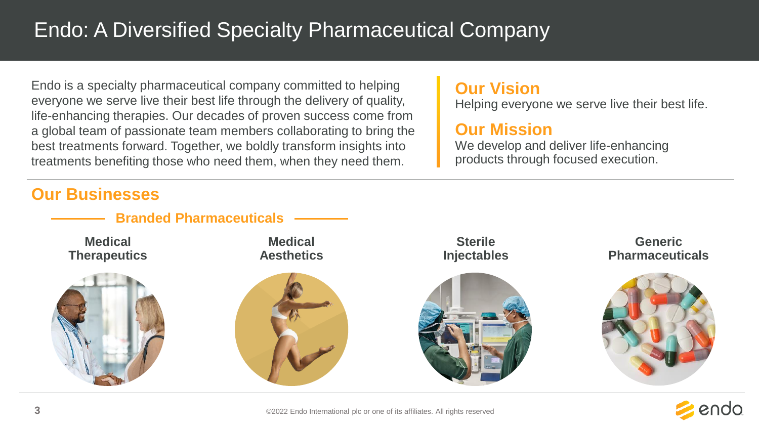# Endo: A Diversified Specialty Pharmaceutical Company

Endo is a specialty pharmaceutical company committed to helping everyone we serve live their best life through the delivery of quality, life-enhancing therapies. Our decades of proven success come from a global team of passionate team members collaborating to bring the best treatments forward. Together, we boldly transform insights into treatments benefiting those who need them, when they need them.

## Our Vision

Helping everyone we serve live their best life.

## Our Mission

We develop and deliver life-enhancing products through focused execution.

## Our Businesses

### Branded Pharmaceuticals

- **Medical Therapeutics**
- **Medical Aesthetics**

**Sterile Injectables**

**Generic Pharmaceuticals**

©2022 Endo International plc or one of its affiliates. All rights reserved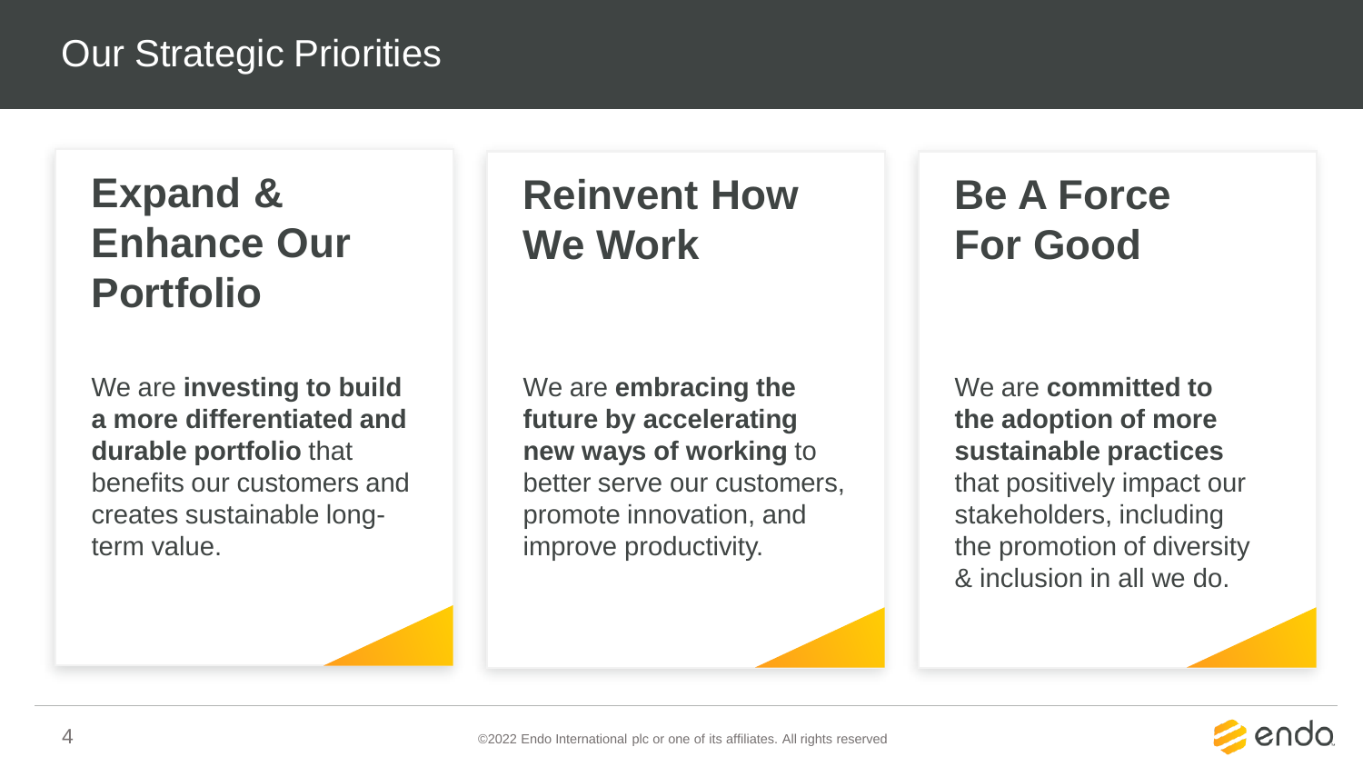# Our Strategic Priorities

## Expand & Enhance Our Portfolio

We are **investing to build a more differentiated and durable portfolio** that benefits our customers and creates sustainable long-term value.

## Reinvent How We Work

We are **embracing the future by accelerating new ways of working** to better serve our customers, promote innovation, and improve productivity.

## Be A Force For Good

We are **committed to the adoption of more sustainable practices** that positively impact our stakeholders, including the promotion of diversity & inclusion in all we do.

©2022 Endo International plc or one of its affiliates. All rights reserved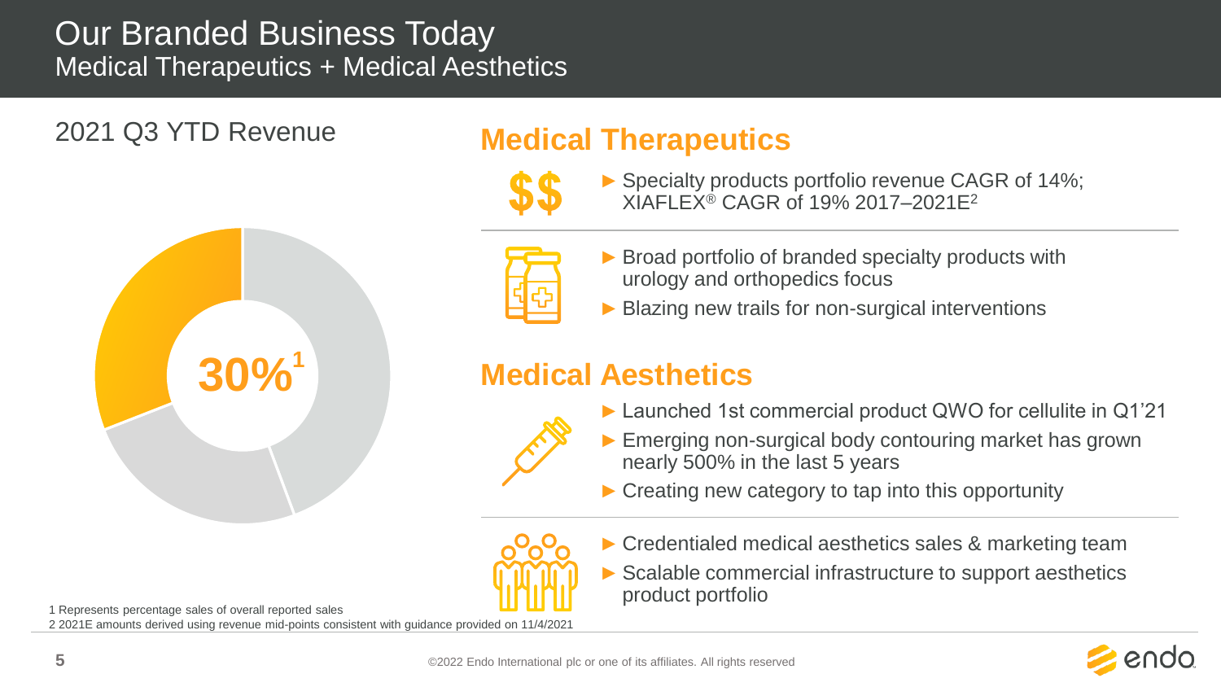# Our Branded Business Today

## Medical Therapeutics + Medical Aesthetics

### 2021 Q3 YTD Revenue

30%[1]

## Medical Therapeutics

- Specialty products portfolio revenue CAGR of 14%; XIAFLEX® CAGR of 19% 2017–2021E[2]

- Broad portfolio of branded specialty products with urology and orthopedics focus
- Blazing new trails for non-surgical interventions

## Medical Aesthetics

- Launched 1st commercial product QWO for cellulite in Q1'21
- Emerging non-surgical body contouring market has grown nearly 500% in the last 5 years
- Creating new category to tap into this opportunity

- Credentialed medical aesthetics sales & marketing team
- Scalable commercial infrastructure to support aesthetics product portfolio

1 Represents percentage sales of overall reported sales
2 2021E amounts derived using revenue mid-points consistent with guidance provided on 11/4/2021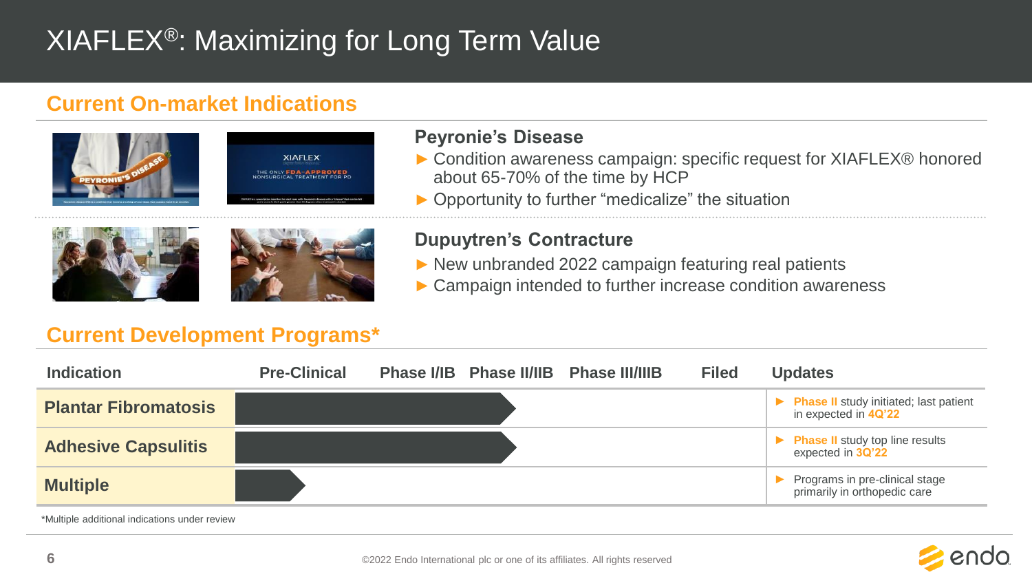# XIAFLEX®: Maximizing for Long Term Value

## Current On-market Indications

### Peyronie's Disease

- Condition awareness campaign: specific request for XIAFLEX® honored about 65-70% of the time by HCP
- Opportunity to further "medicalize" the situation

### Dupuytren's Contracture

- New unbranded 2022 campaign featuring real patients
- Campaign intended to further increase condition awareness

## Current Development Programs*

| Indication | Pre-Clinical | Phase I/IB | Phase II/IIB | Phase III/IIIB | Filed | Updates |
|---|---|---|---|---|---|---|
| Plantar Fibromatosis | ■ | ■ | ■ | | | **Phase II** study initiated; last patient in expected in **4Q'22** |
| Adhesive Capsulitis | ■ | ■ | ■ | | | **Phase II** study top line results expected in **3Q'22** |
| Multiple | ■ | | | | | Programs in pre-clinical stage primarily in orthopedic care |

*Multiple additional indications under review

©2022 Endo International plc or one of its affiliates. All rights reserved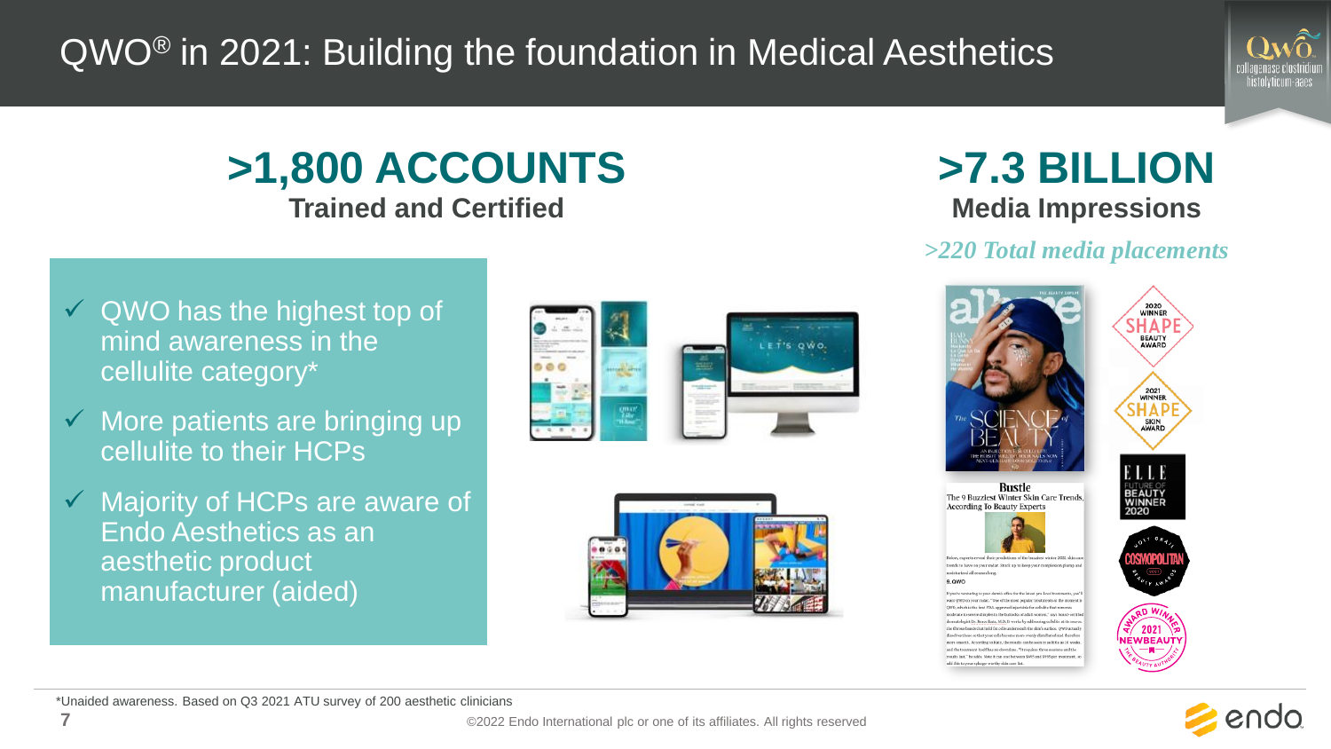# QWO® in 2021: Building the foundation in Medical Aesthetics

## >1,800 ACCOUNTS

**Trained and Certified**

## >7.3 BILLION

**Media Impressions**

*>220 Total media placements*

- ✓ QWO has the highest top of mind awareness in the cellulite category*
- ✓ More patients are bringing up cellulite to their HCPs
- ✓ Majority of HCPs are aware of Endo Aesthetics as an aesthetic product manufacturer (aided)

*Unaided awareness. Based on Q3 2021 ATU survey of 200 aesthetic clinicians

©2022 Endo International plc or one of its affiliates. All rights reserved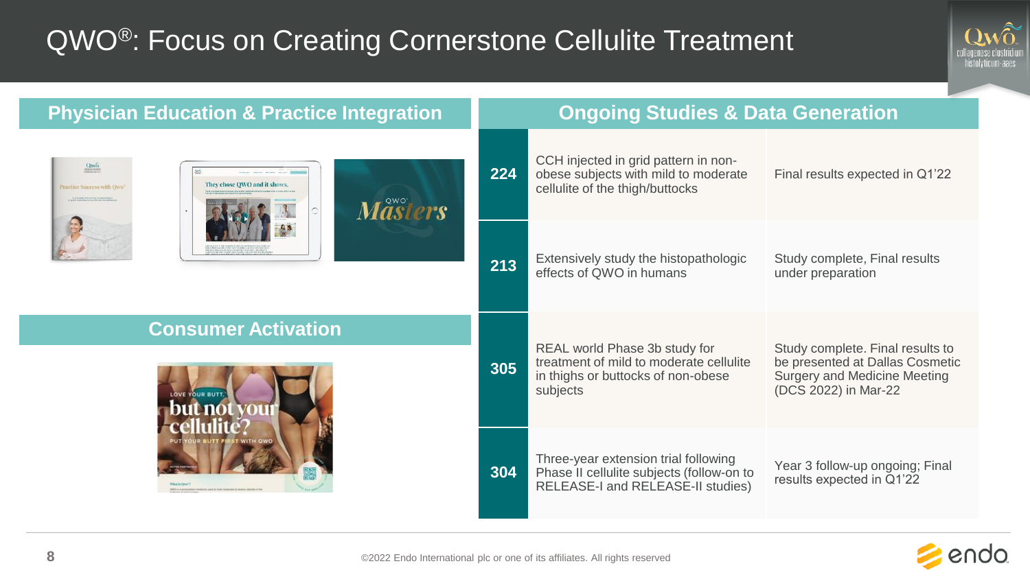# QWO®: Focus on Creating Cornerstone Cellulite Treatment

## Physician Education & Practice Integration

## Consumer Activation

## Ongoing Studies & Data Generation

| Study | Description | Status |
|---|---|---|
| 224 | CCH injected in grid pattern in non-obese subjects with mild to moderate cellulite of the thigh/buttocks | Final results expected in Q1'22 |
| 213 | Extensively study the histopathologic effects of QWO in humans | Study complete, Final results under preparation |
| 305 | REAL world Phase 3b study for treatment of mild to moderate cellulite in thighs or buttocks of non-obese subjects | Study complete. Final results to be presented at Dallas Cosmetic Surgery and Medicine Meeting (DCS 2022) in Mar-22 |
| 304 | Three-year extension trial following Phase II cellulite subjects (follow-on to RELEASE-I and RELEASE-II studies) | Year 3 follow-up ongoing; Final results expected in Q1'22 |

©2022 Endo International plc or one of its affiliates. All rights reserved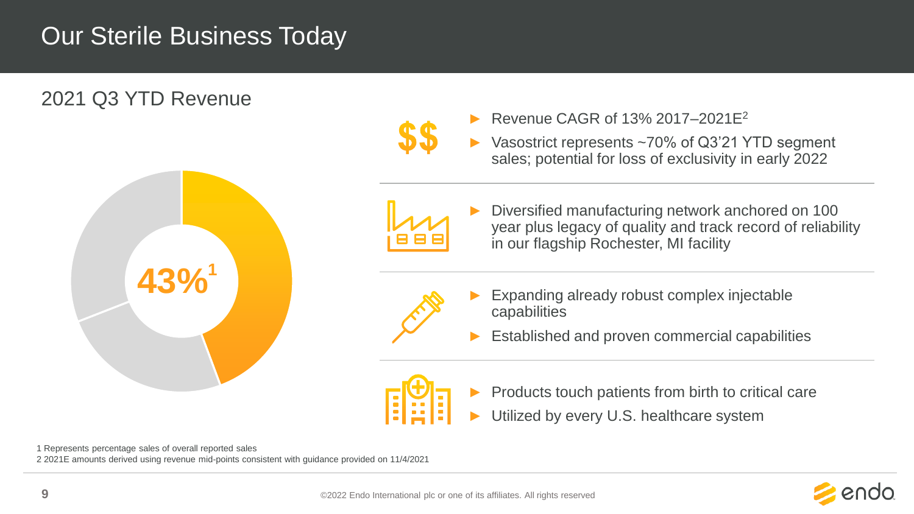# Our Sterile Business Today

## 2021 Q3 YTD Revenue

43%[1]

- Revenue CAGR of 13% 2017–2021E[2]
- Vasostrict represents ~70% of Q3'21 YTD segment sales; potential for loss of exclusivity in early 2022

---

- Diversified manufacturing network anchored on 100 year plus legacy of quality and track record of reliability in our flagship Rochester, MI facility

---

- Expanding already robust complex injectable capabilities
- Established and proven commercial capabilities

---

- Products touch patients from birth to critical care
- Utilized by every U.S. healthcare system

1 Represents percentage sales of overall reported sales
2 2021E amounts derived using revenue mid-points consistent with guidance provided on 11/4/2021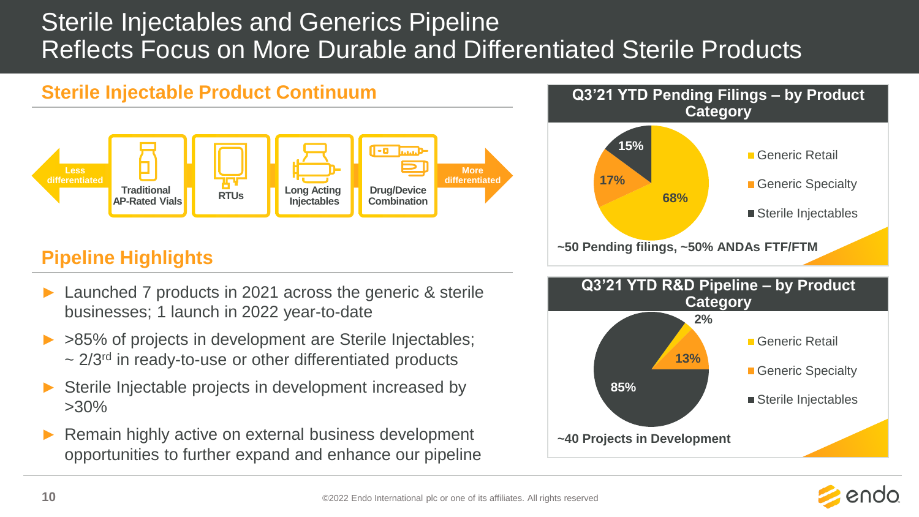# Sterile Injectables and Generics Pipeline Reflects Focus on More Durable and Differentiated Sterile Products

## Sterile Injectable Product Continuum

Less differentiated → Traditional AP-Rated Vials → RTUs → Long Acting Injectables → Drug/Device Combination → More differentiated

## Pipeline Highlights

- Launched 7 products in 2021 across the generic & sterile businesses; 1 launch in 2022 year-to-date
- >85% of projects in development are Sterile Injectables; ~ 2/3rd in ready-to-use or other differentiated products
- Sterile Injectable projects in development increased by >30%
- Remain highly active on external business development opportunities to further expand and enhance our pipeline

### Q3'21 YTD Pending Filings – by Product Category

| Category | Share |
|---|---|
| Generic Retail | 68% |
| Generic Specialty | 17% |
| Sterile Injectables | 15% |

**~50 Pending filings, ~50% ANDAs FTF/FTM**

### Q3'21 YTD R&D Pipeline – by Product Category

| Category | Share |
|---|---|
| Generic Retail | 2% |
| Generic Specialty | 13% |
| Sterile Injectables | 85% |

**~40 Projects in Development**

©2022 Endo International plc or one of its affiliates. All rights reserved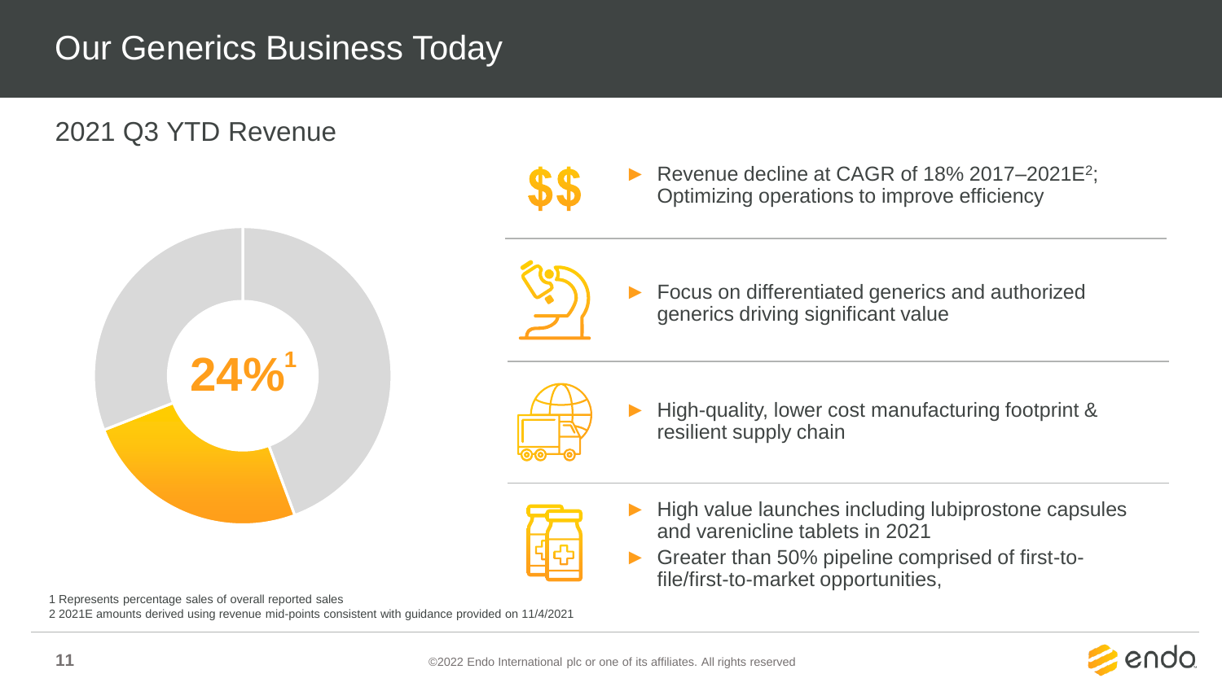# Our Generics Business Today

## 2021 Q3 YTD Revenue

24%[1]

- Revenue decline at CAGR of 18% 2017–2021E[2]; Optimizing operations to improve efficiency

- Focus on differentiated generics and authorized generics driving significant value

- High-quality, lower cost manufacturing footprint & resilient supply chain

- High value launches including lubiprostone capsules and varenicline tablets in 2021
- Greater than 50% pipeline comprised of first-to-file/first-to-market opportunities,

1 Represents percentage sales of overall reported sales
2 2021E amounts derived using revenue mid-points consistent with guidance provided on 11/4/2021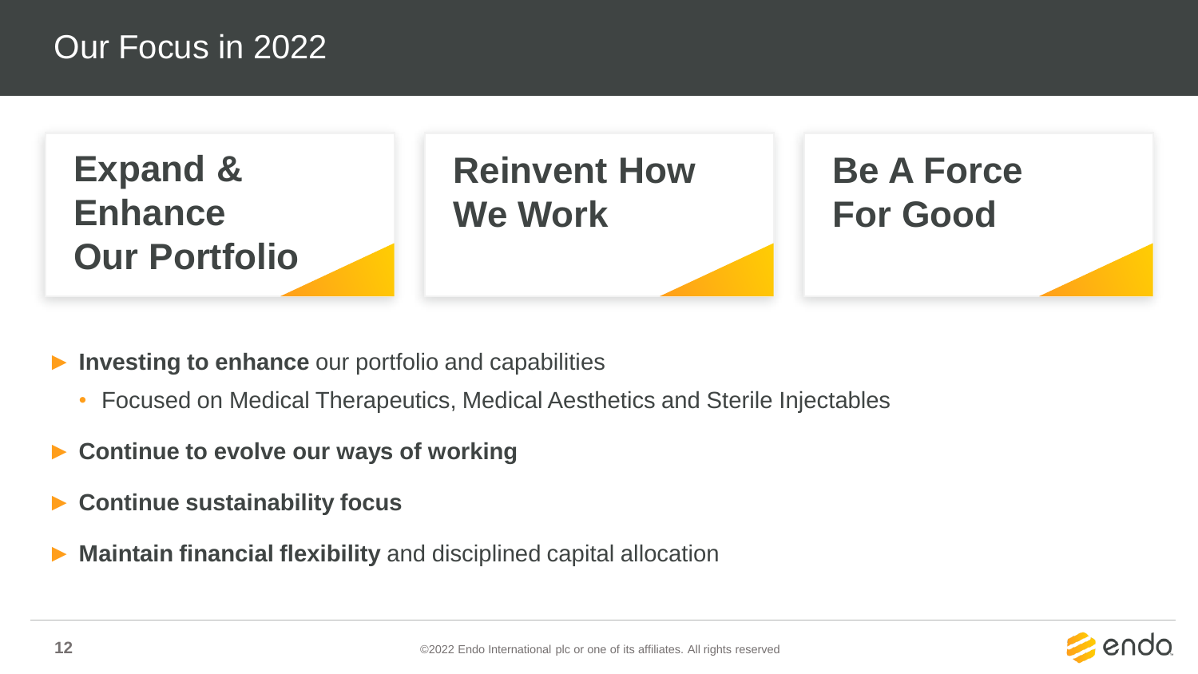# Our Focus in 2022

**Expand & Enhance Our Portfolio**

**Reinvent How We Work**

**Be A Force For Good**

- **Investing to enhance** our portfolio and capabilities
  - Focused on Medical Therapeutics, Medical Aesthetics and Sterile Injectables
- **Continue to evolve our ways of working**
- **Continue sustainability focus**
- **Maintain financial flexibility** and disciplined capital allocation

©2022 Endo International plc or one of its affiliates. All rights reserved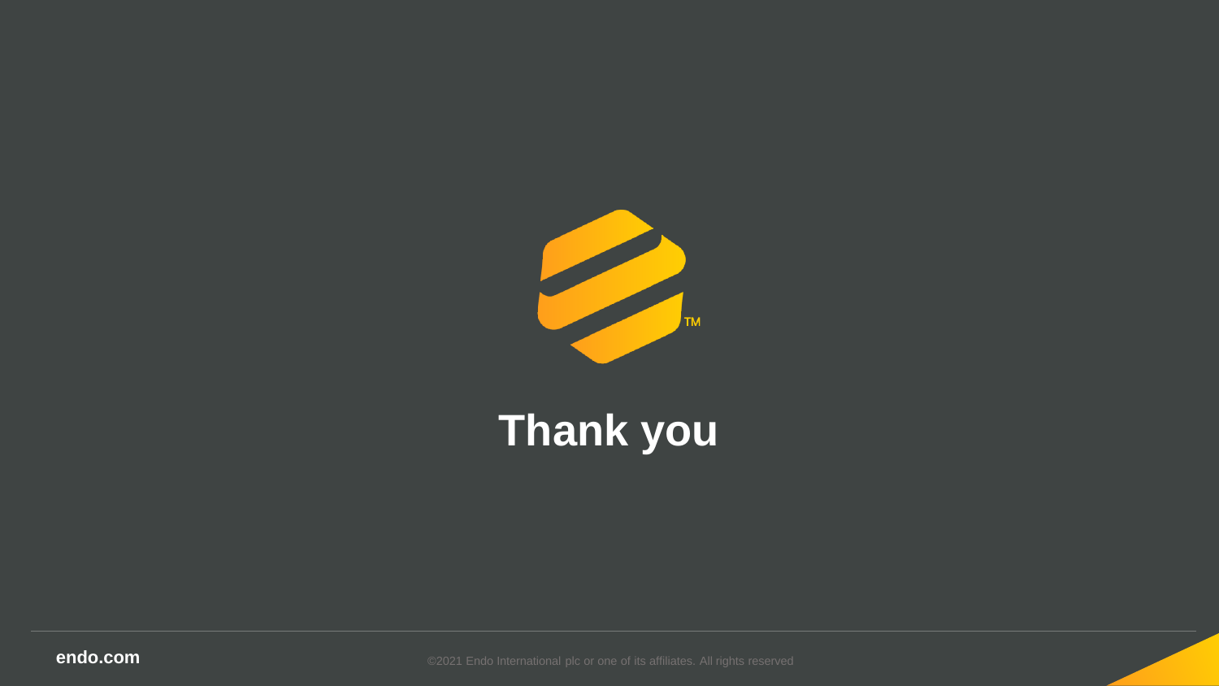# Thank you

endo.com

©2021 Endo International plc or one of its affiliates. All rights reserved